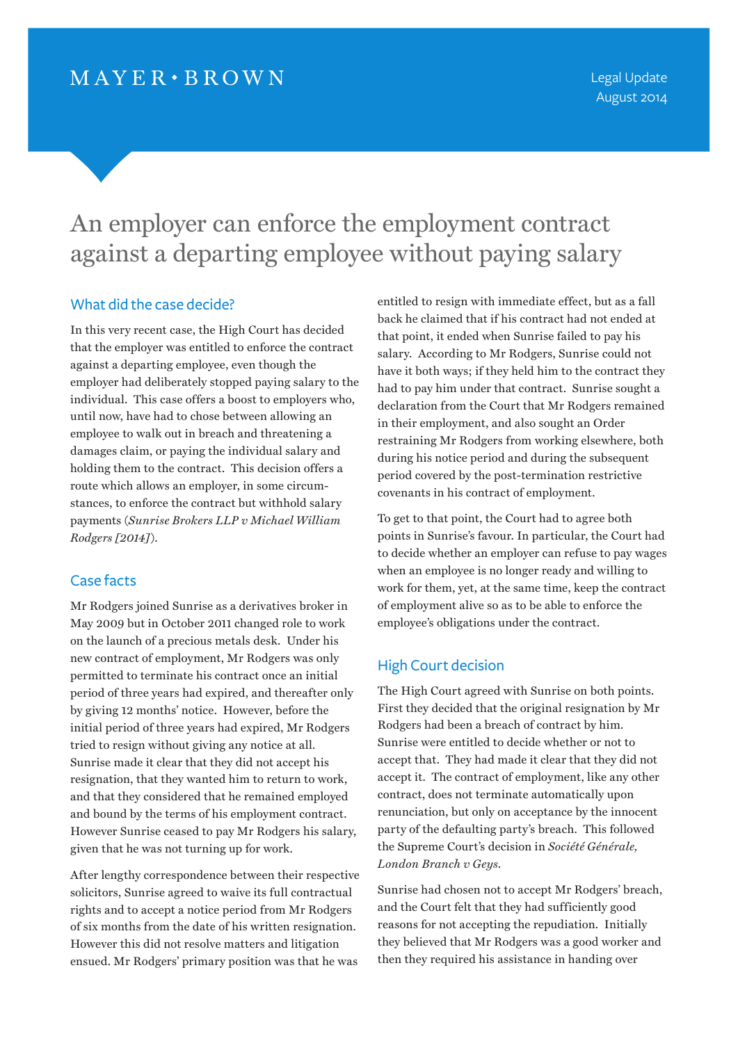MAYER • BROWN

Legal Update
August 2014

# An employer can enforce the employment contract against a departing employee without paying salary

## What did the case decide?

In this very recent case, the High Court has decided that the employer was entitled to enforce the contract against a departing employee, even though the employer had deliberately stopped paying salary to the individual. This case offers a boost to employers who, until now, have had to chose between allowing an employee to walk out in breach and threatening a damages claim, or paying the individual salary and holding them to the contract. This decision offers a route which allows an employer, in some circumstances, to enforce the contract but withhold salary payments (*Sunrise Brokers LLP v Michael William Rodgers [2014]*).

## Case facts

Mr Rodgers joined Sunrise as a derivatives broker in May 2009 but in October 2011 changed role to work on the launch of a precious metals desk. Under his new contract of employment, Mr Rodgers was only permitted to terminate his contract once an initial period of three years had expired, and thereafter only by giving 12 months' notice. However, before the initial period of three years had expired, Mr Rodgers tried to resign without giving any notice at all. Sunrise made it clear that they did not accept his resignation, that they wanted him to return to work, and that they considered that he remained employed and bound by the terms of his employment contract. However Sunrise ceased to pay Mr Rodgers his salary, given that he was not turning up for work.

After lengthy correspondence between their respective solicitors, Sunrise agreed to waive its full contractual rights and to accept a notice period from Mr Rodgers of six months from the date of his written resignation. However this did not resolve matters and litigation ensued. Mr Rodgers' primary position was that he was entitled to resign with immediate effect, but as a fall back he claimed that if his contract had not ended at that point, it ended when Sunrise failed to pay his salary. According to Mr Rodgers, Sunrise could not have it both ways; if they held him to the contract they had to pay him under that contract. Sunrise sought a declaration from the Court that Mr Rodgers remained in their employment, and also sought an Order restraining Mr Rodgers from working elsewhere, both during his notice period and during the subsequent period covered by the post-termination restrictive covenants in his contract of employment.

To get to that point, the Court had to agree both points in Sunrise's favour. In particular, the Court had to decide whether an employer can refuse to pay wages when an employee is no longer ready and willing to work for them, yet, at the same time, keep the contract of employment alive so as to be able to enforce the employee's obligations under the contract.

## High Court decision

The High Court agreed with Sunrise on both points. First they decided that the original resignation by Mr Rodgers had been a breach of contract by him. Sunrise were entitled to decide whether or not to accept that. They had made it clear that they did not accept it. The contract of employment, like any other contract, does not terminate automatically upon renunciation, but only on acceptance by the innocent party of the defaulting party's breach. This followed the Supreme Court's decision in *Société Générale, London Branch v Geys*.

Sunrise had chosen not to accept Mr Rodgers' breach, and the Court felt that they had sufficiently good reasons for not accepting the repudiation. Initially they believed that Mr Rodgers was a good worker and then they required his assistance in handing over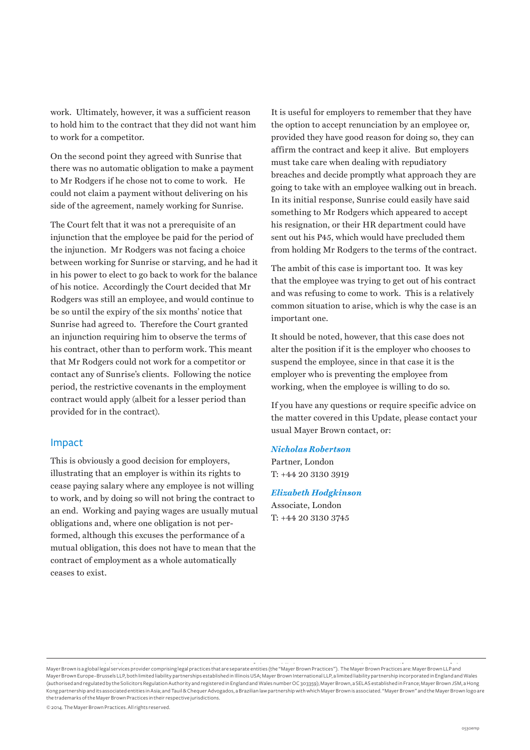work. Ultimately, however, it was a sufficient reason to hold him to the contract that they did not want him to work for a competitor.

On the second point they agreed with Sunrise that there was no automatic obligation to make a payment to Mr Rodgers if he chose not to come to work. He could not claim a payment without delivering on his side of the agreement, namely working for Sunrise.

The Court felt that it was not a prerequisite of an injunction that the employee be paid for the period of the injunction. Mr Rodgers was not facing a choice between working for Sunrise or starving, and he had it in his power to elect to go back to work for the balance of his notice. Accordingly the Court decided that Mr Rodgers was still an employee, and would continue to be so until the expiry of the six months' notice that Sunrise had agreed to. Therefore the Court granted an injunction requiring him to observe the terms of his contract, other than to perform work. This meant that Mr Rodgers could not work for a competitor or contact any of Sunrise's clients. Following the notice period, the restrictive covenants in the employment contract would apply (albeit for a lesser period than provided for in the contract).

## Impact

This is obviously a good decision for employers, illustrating that an employer is within its rights to cease paying salary where any employee is not willing to work, and by doing so will not bring the contract to an end. Working and paying wages are usually mutual obligations and, where one obligation is not performed, although this excuses the performance of a mutual obligation, this does not have to mean that the contract of employment as a whole automatically ceases to exist.

It is useful for employers to remember that they have the option to accept renunciation by an employee or, provided they have good reason for doing so, they can affirm the contract and keep it alive. But employers must take care when dealing with repudiatory breaches and decide promptly what approach they are going to take with an employee walking out in breach. In its initial response, Sunrise could easily have said something to Mr Rodgers which appeared to accept his resignation, or their HR department could have sent out his P45, which would have precluded them from holding Mr Rodgers to the terms of the contract.

The ambit of this case is important too. It was key that the employee was trying to get out of his contract and was refusing to come to work. This is a relatively common situation to arise, which is why the case is an important one.

It should be noted, however, that this case does not alter the position if it is the employer who chooses to suspend the employee, since in that case it is the employer who is preventing the employee from working, when the employee is willing to do so.

If you have any questions or require specific advice on the matter covered in this Update, please contact your usual Mayer Brown contact, or:

***Nicholas Robertson***
Partner, London
T: +44 20 3130 3919

***Elizabeth Hodgkinson***
Associate, London
T: +44 20 3130 3745

Mayer Brown is a global legal services provider comprising legal practices that are separate entities (the "Mayer Brown Practices"). The Mayer Brown Practices are: Mayer Brown LLP and Mayer Brown Europe–Brussels LLP, both limited liability partnerships established in Illinois USA; Mayer Brown International LLP, a limited liability partnership incorporated in England and Wales (authorised and regulated by the Solicitors Regulation Authority and registered in England and Wales number OC 303359); Mayer Brown, a SELAS established in France; Mayer Brown JSM, a Hong Kong partnership and its associated entities in Asia; and Tauil & Chequer Advogados, a Brazilian law partnership with which Mayer Brown is associated. "Mayer Brown" and the Mayer Brown logo are the trademarks of the Mayer Brown Practices in their respective jurisdictions.

© 2014. The Mayer Brown Practices. All rights reserved.

0530emp